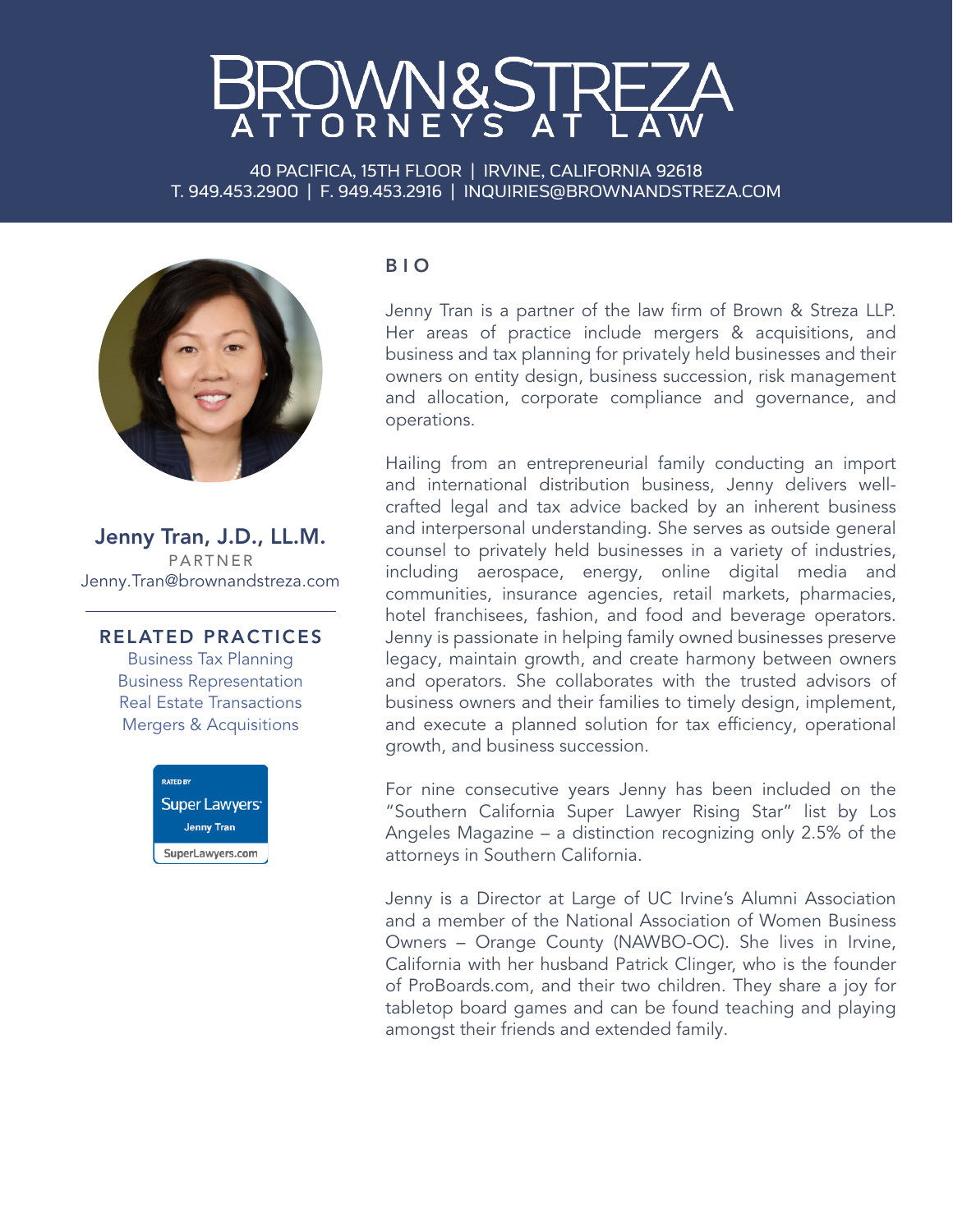# BROWN & STREZA
## ATTORNEYS AT LAW

40 PACIFICA, 15TH FLOOR | IRVINE, CALIFORNIA 92618
T. 949.453.2900 | F. 949.453.2916 | INQUIRIES@BROWNANDSTREZA.COM

**Jenny Tran, J.D., LL.M.**
PARTNER
Jenny.Tran@brownandstreza.com

### RELATED PRACTICES

Business Tax Planning
Business Representation
Real Estate Transactions
Mergers & Acquisitions

RATED BY
Super Lawyers
Jenny Tran
SuperLawyers.com

## BIO

Jenny Tran is a partner of the law firm of Brown & Streza LLP. Her areas of practice include mergers & acquisitions, and business and tax planning for privately held businesses and their owners on entity design, business succession, risk management and allocation, corporate compliance and governance, and operations.

Hailing from an entrepreneurial family conducting an import and international distribution business, Jenny delivers well-crafted legal and tax advice backed by an inherent business and interpersonal understanding. She serves as outside general counsel to privately held businesses in a variety of industries, including aerospace, energy, online digital media and communities, insurance agencies, retail markets, pharmacies, hotel franchisees, fashion, and food and beverage operators. Jenny is passionate in helping family owned businesses preserve legacy, maintain growth, and create harmony between owners and operators. She collaborates with the trusted advisors of business owners and their families to timely design, implement, and execute a planned solution for tax efficiency, operational growth, and business succession.

For nine consecutive years Jenny has been included on the "Southern California Super Lawyer Rising Star" list by Los Angeles Magazine – a distinction recognizing only 2.5% of the attorneys in Southern California.

Jenny is a Director at Large of UC Irvine's Alumni Association and a member of the National Association of Women Business Owners – Orange County (NAWBO-OC). She lives in Irvine, California with her husband Patrick Clinger, who is the founder of ProBoards.com, and their two children. They share a joy for tabletop board games and can be found teaching and playing amongst their friends and extended family.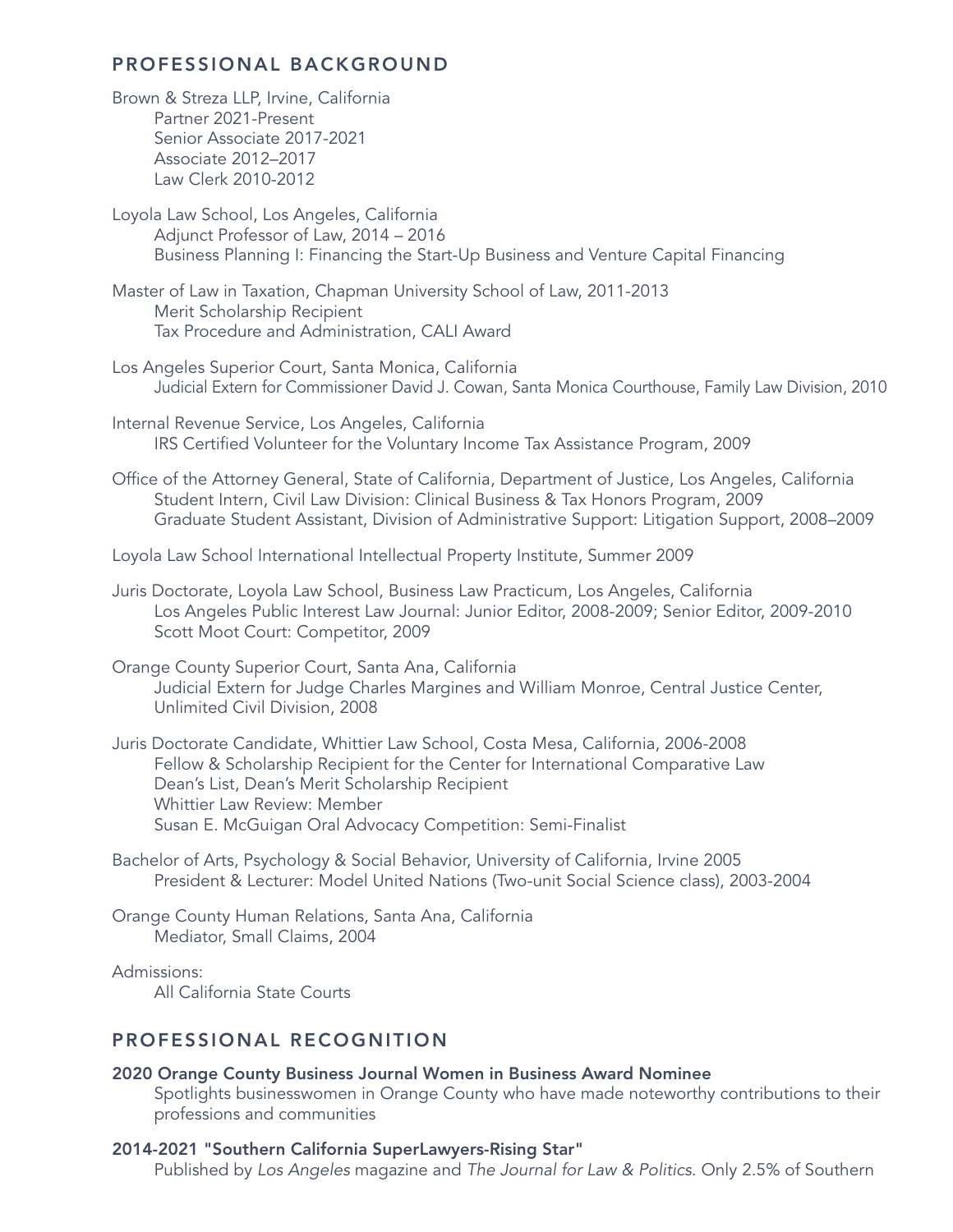## PROFESSIONAL BACKGROUND

Brown & Streza LLP, Irvine, California
Partner 2021-Present
Senior Associate 2017-2021
Associate 2012–2017
Law Clerk 2010-2012

Loyola Law School, Los Angeles, California
Adjunct Professor of Law, 2014 – 2016
Business Planning I: Financing the Start-Up Business and Venture Capital Financing

Master of Law in Taxation, Chapman University School of Law, 2011-2013
Merit Scholarship Recipient
Tax Procedure and Administration, CALI Award

Los Angeles Superior Court, Santa Monica, California
Judicial Extern for Commissioner David J. Cowan, Santa Monica Courthouse, Family Law Division, 2010

Internal Revenue Service, Los Angeles, California
IRS Certified Volunteer for the Voluntary Income Tax Assistance Program, 2009

Office of the Attorney General, State of California, Department of Justice, Los Angeles, California
Student Intern, Civil Law Division: Clinical Business & Tax Honors Program, 2009
Graduate Student Assistant, Division of Administrative Support: Litigation Support, 2008–2009

Loyola Law School International Intellectual Property Institute, Summer 2009

Juris Doctorate, Loyola Law School, Business Law Practicum, Los Angeles, California
Los Angeles Public Interest Law Journal: Junior Editor, 2008-2009; Senior Editor, 2009-2010
Scott Moot Court: Competitor, 2009

Orange County Superior Court, Santa Ana, California
Judicial Extern for Judge Charles Margines and William Monroe, Central Justice Center, Unlimited Civil Division, 2008

Juris Doctorate Candidate, Whittier Law School, Costa Mesa, California, 2006-2008
Fellow & Scholarship Recipient for the Center for International Comparative Law
Dean's List, Dean's Merit Scholarship Recipient
Whittier Law Review: Member
Susan E. McGuigan Oral Advocacy Competition: Semi-Finalist

Bachelor of Arts, Psychology & Social Behavior, University of California, Irvine 2005
President & Lecturer: Model United Nations (Two-unit Social Science class), 2003-2004

Orange County Human Relations, Santa Ana, California
Mediator, Small Claims, 2004

Admissions:
All California State Courts

## PROFESSIONAL RECOGNITION

**2020 Orange County Business Journal Women in Business Award Nominee**
Spotlights businesswomen in Orange County who have made noteworthy contributions to their professions and communities

**2014-2021 "Southern California SuperLawyers-Rising Star"**
Published by *Los Angeles* magazine and *The Journal for Law & Politics*. Only 2.5% of Southern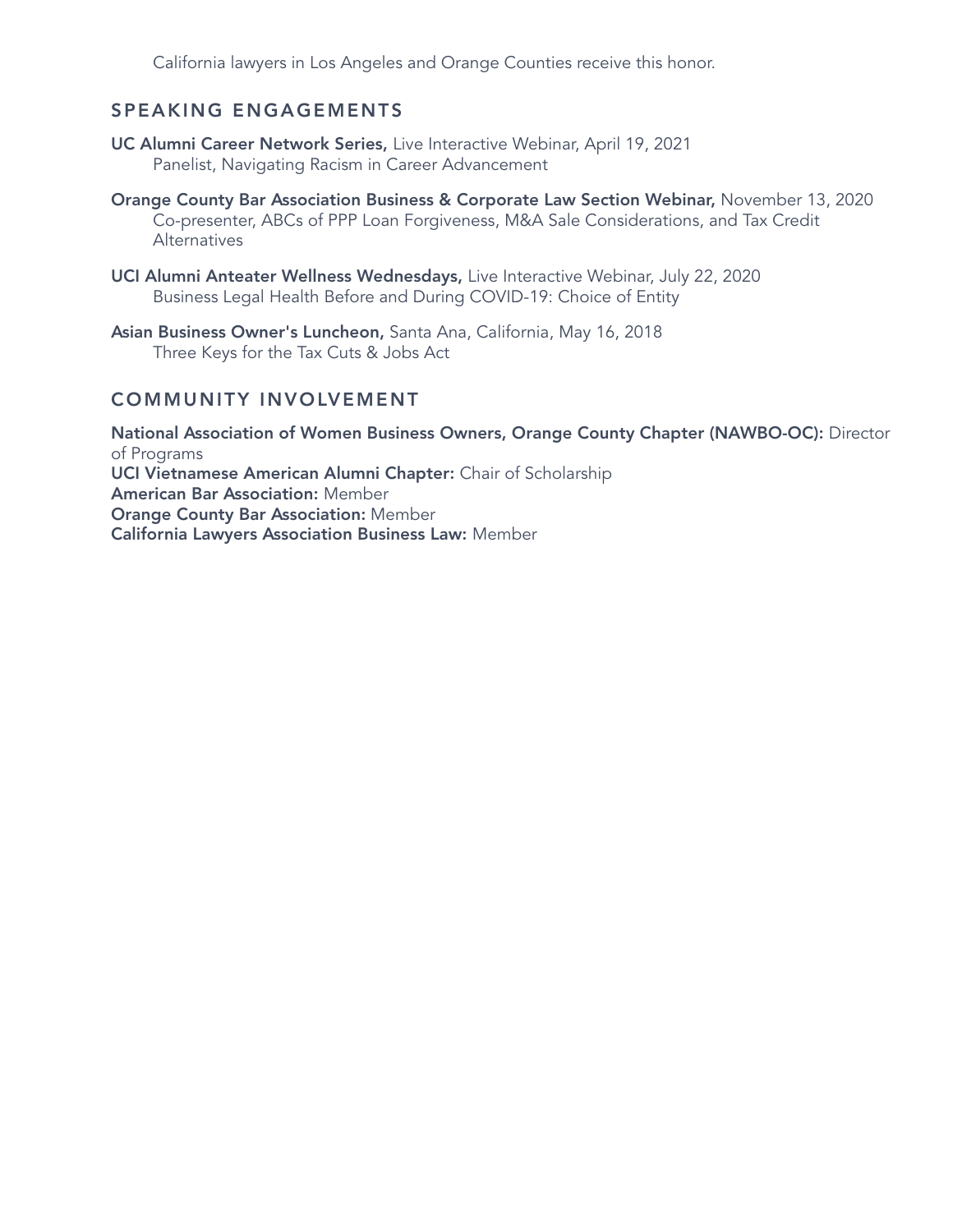California lawyers in Los Angeles and Orange Counties receive this honor.

## SPEAKING ENGAGEMENTS

**UC Alumni Career Network Series,** Live Interactive Webinar, April 19, 2021
Panelist, Navigating Racism in Career Advancement

**Orange County Bar Association Business & Corporate Law Section Webinar,** November 13, 2020
Co-presenter, ABCs of PPP Loan Forgiveness, M&A Sale Considerations, and Tax Credit Alternatives

**UCI Alumni Anteater Wellness Wednesdays,** Live Interactive Webinar, July 22, 2020
Business Legal Health Before and During COVID-19: Choice of Entity

**Asian Business Owner's Luncheon,** Santa Ana, California, May 16, 2018
Three Keys for the Tax Cuts & Jobs Act

## COMMUNITY INVOLVEMENT

**National Association of Women Business Owners, Orange County Chapter (NAWBO-OC):** Director of Programs
**UCI Vietnamese American Alumni Chapter:** Chair of Scholarship
**American Bar Association:** Member
**Orange County Bar Association:** Member
**California Lawyers Association Business Law:** Member